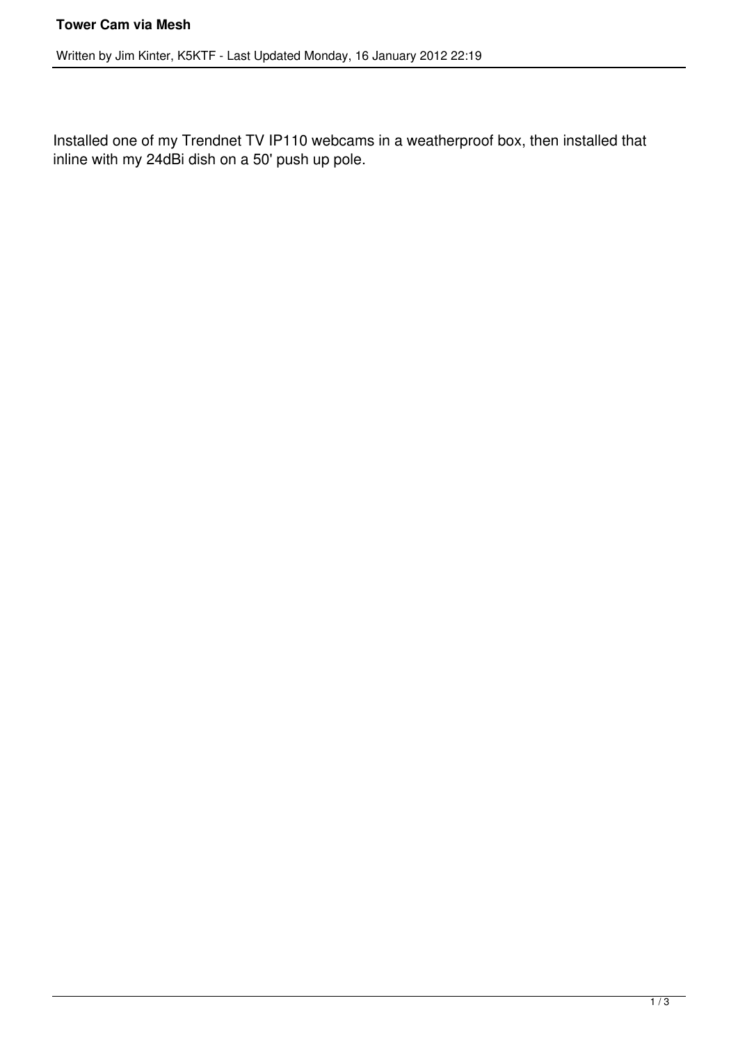Installed one of my Trendnet TV IP110 webcams in a weatherproof box, then installed that inline with my 24dBi dish on a 50' push up pole.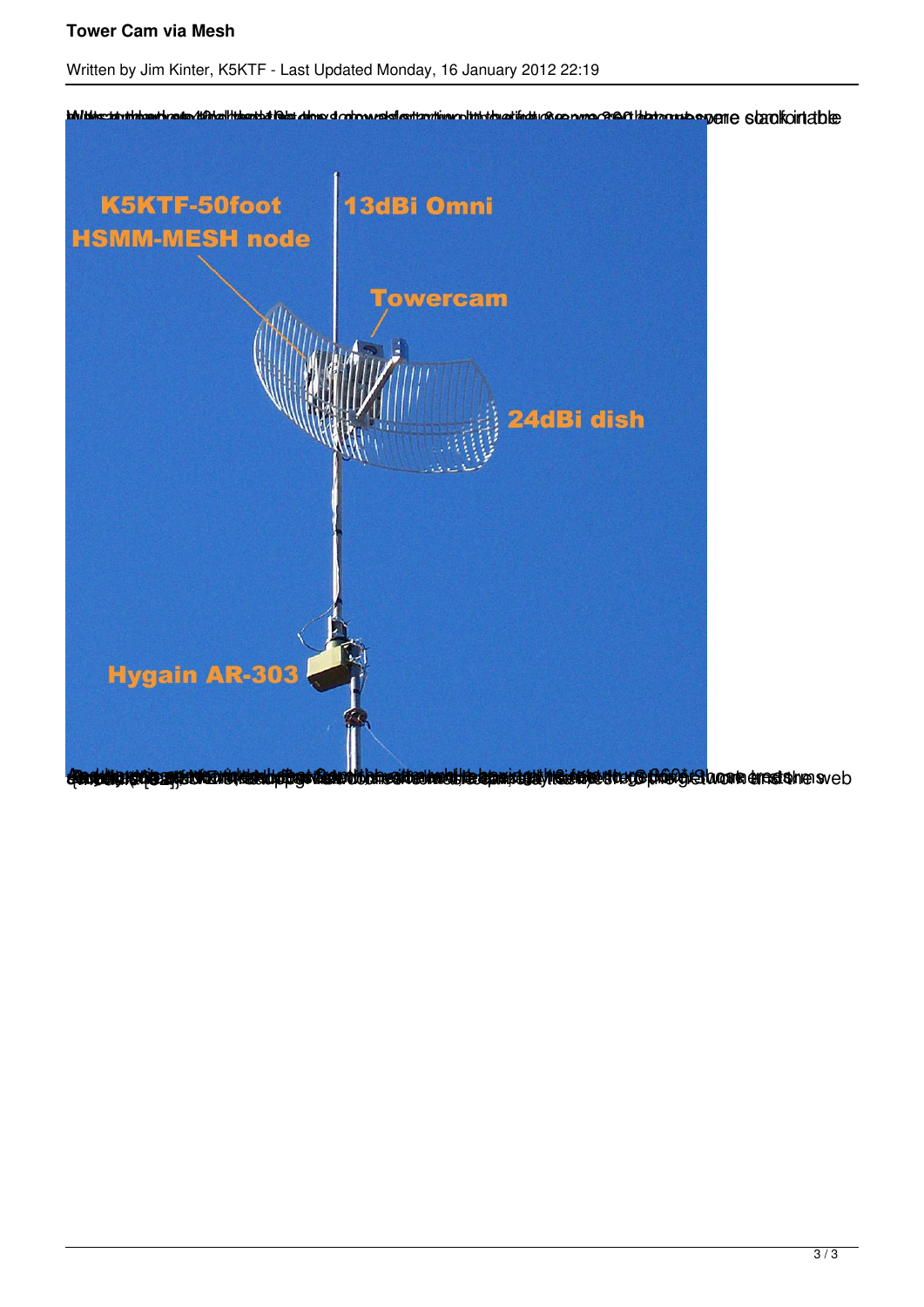K5KTF-50foot HSMM-MESH node

13dBi Omni

Towercam

24dBi dish

Hygain AR-303